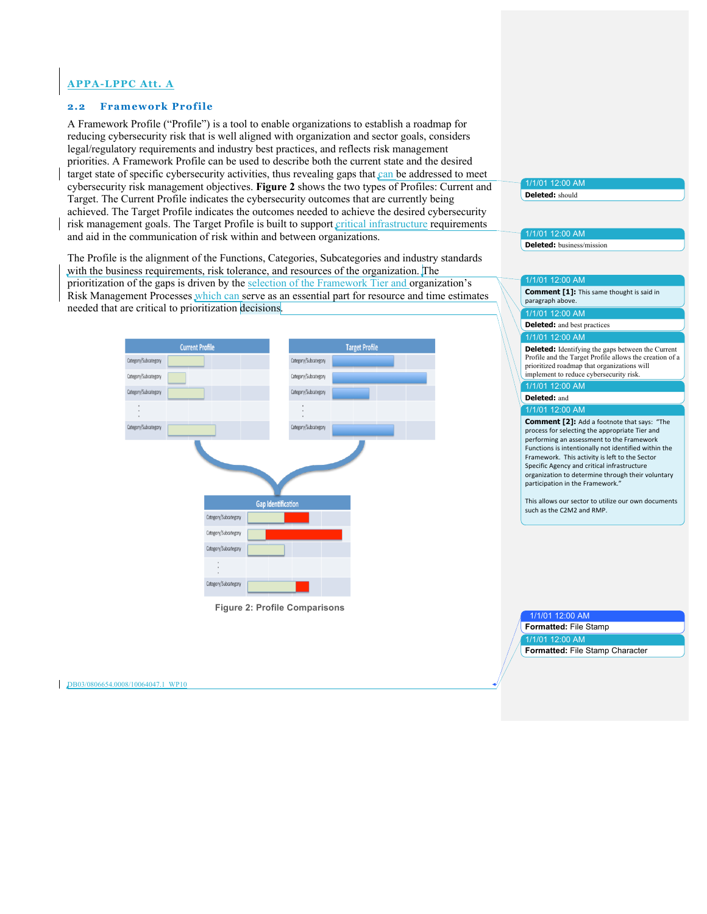APPA-LPPC Att. A

## 2.2 Framework Profile

A Framework Profile ("Profile") is a tool to enable organizations to establish a roadmap for reducing cybersecurity risk that is well aligned with organization and sector goals, considers legal/regulatory requirements and industry best practices, and reflects risk management priorities. A Framework Profile can be used to describe both the current state and the desired target state of specific cybersecurity activities, thus revealing gaps that can be addressed to meet cybersecurity risk management objectives. **Figure 2** shows the two types of Profiles: Current and Target. The Current Profile indicates the cybersecurity outcomes that are currently being achieved. The Target Profile indicates the outcomes needed to achieve the desired cybersecurity risk management goals. The Target Profile is built to support critical infrastructure requirements and aid in the communication of risk within and between organizations.

The Profile is the alignment of the Functions, Categories, Subcategories and industry standards with the business requirements, risk tolerance, and resources of the organization. The prioritization of the gaps is driven by the selection of the Framework Tier and organization's Risk Management Processes which can serve as an essential part for resource and time estimates needed that are critical to prioritization decisions.

| Current Profile |
| --- |
| Category/Subcategory |
| Category/Subcategory |
| Category/Subcategory |
| ⋮ |
| Category/Subcategory |

| Target Profile |
| --- |
| Category/Subcategory |
| Category/Subcategory |
| Category/Subcategory |
| ⋮ |
| Category/Subcategory |

| Gap Identification |
| --- |
| Category/Subcategory |
| Category/Subcategory |
| Category/Subcategory |
| ⋮ |
| Category/Subcategory |

Figure 2: Profile Comparisons

1/1/01 12:00 AM
**Deleted:** should

1/1/01 12:00 AM
**Deleted:** business/mission

1/1/01 12:00 AM
**Comment [1]:** This same thought is said in paragraph above.

1/1/01 12:00 AM
**Deleted:** and best practices

1/1/01 12:00 AM
**Deleted:** Identifying the gaps between the Current Profile and the Target Profile allows the creation of a prioritized roadmap that organizations will implement to reduce cybersecurity risk.

1/1/01 12:00 AM
**Deleted:** and

1/1/01 12:00 AM
**Comment [2]:** Add a footnote that says: "The process for selecting the appropriate Tier and performing an assessment to the Framework Functions is intentionally not identified within the Framework. This activity is left to the Sector Specific Agency and critical infrastructure organization to determine through their voluntary participation in the Framework."

This allows our sector to utilize our own documents such as the C2M2 and RMP.

1/1/01 12:00 AM
**Formatted:** File Stamp

1/1/01 12:00 AM
**Formatted:** File Stamp Character

DB03/0806654.0008/10064047.1 WP10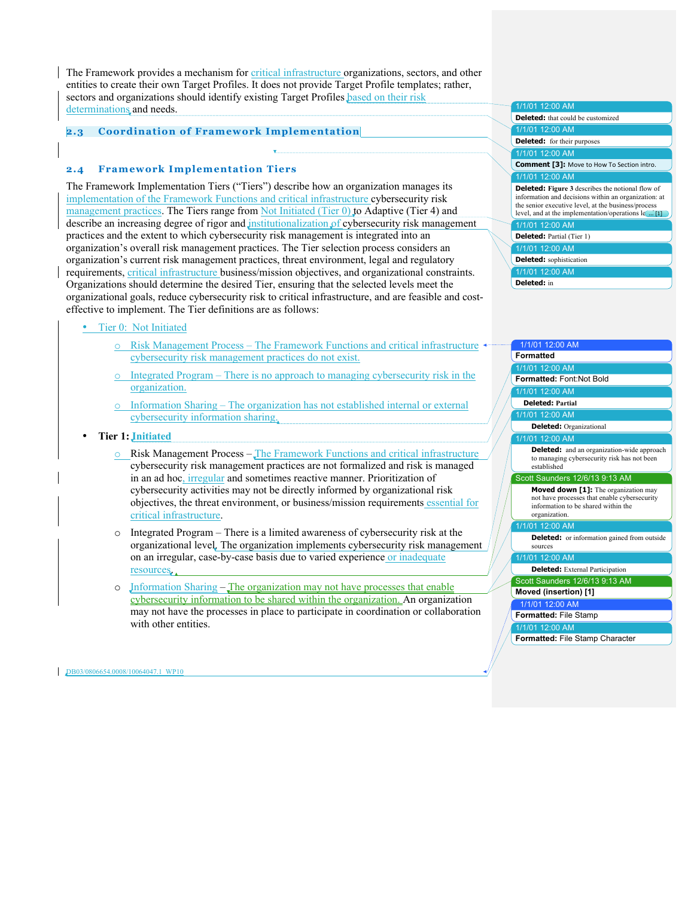The Framework provides a mechanism for critical infrastructure organizations, sectors, and other entities to create their own Target Profiles. It does not provide Target Profile templates; rather, sectors and organizations should identify existing Target Profiles based on their risk determinations and needs.

## 2.3 Coordination of Framework Implementation

## 2.4 Framework Implementation Tiers

The Framework Implementation Tiers ("Tiers") describe how an organization manages its implementation of the Framework Functions and critical infrastructure cybersecurity risk management practices. The Tiers range from Not Initiated (Tier 0) to Adaptive (Tier 4) and describe an increasing degree of rigor and institutionalization of cybersecurity risk management practices and the extent to which cybersecurity risk management is integrated into an organization's overall risk management practices. The Tier selection process considers an organization's current risk management practices, threat environment, legal and regulatory requirements, critical infrastructure business/mission objectives, and organizational constraints. Organizations should determine the desired Tier, ensuring that the selected levels meet the organizational goals, reduce cybersecurity risk to critical infrastructure, and are feasible and cost-effective to implement. The Tier definitions are as follows:

- Tier 0: Not Initiated
  - Risk Management Process – The Framework Functions and critical infrastructure cybersecurity risk management practices do not exist.
  - Integrated Program – There is no approach to managing cybersecurity risk in the organization.
  - Information Sharing – The organization has not established internal or external cybersecurity information sharing.
- **Tier 1: Initiated**
  - Risk Management Process – The Framework Functions and critical infrastructure cybersecurity risk management practices are not formalized and risk is managed in an ad hoc, irregular and sometimes reactive manner. Prioritization of cybersecurity activities may not be directly informed by organizational risk objectives, the threat environment, or business/mission requirements essential for critical infrastructure.
  - Integrated Program – There is a limited awareness of cybersecurity risk at the organizational level. The organization implements cybersecurity risk management on an irregular, case-by-case basis due to varied experience or inadequate resources.
  - Information Sharing – The organization may not have processes that enable cybersecurity information to be shared within the organization. An organization may not have the processes in place to participate in coordination or collaboration with other entities.

1/1/01 12:00 AM
**Deleted:** that could be customized

1/1/01 12:00 AM
**Deleted:** for their purposes

1/1/01 12:00 AM
**Comment [3]:** Move to How To Section intro.

1/1/01 12:00 AM
**Deleted:** **Figure 3** describes the notional flow of information and decisions within an organization: at the senior executive level, at the business/process level, and at the implementation/operations le... [1]

1/1/01 12:00 AM
**Deleted:** Partial (Tier 1)

1/1/01 12:00 AM
**Deleted:** sophistication

1/1/01 12:00 AM
**Deleted:** in

1/1/01 12:00 AM
**Formatted**

1/1/01 12:00 AM
**Formatted:** Font:Not Bold

1/1/01 12:00 AM
**Deleted: Partial**

1/1/01 12:00 AM
**Deleted:** Organizational

1/1/01 12:00 AM
**Deleted:** and an organization-wide approach to managing cybersecurity risk has not been established

Scott Saunders 12/6/13 9:13 AM
**Moved down [1]:** The organization may not have processes that enable cybersecurity information to be shared within the organization.

1/1/01 12:00 AM
**Deleted:** or information gained from outside sources

1/1/01 12:00 AM
**Deleted:** External Participation

Scott Saunders 12/6/13 9:13 AM
**Moved (insertion) [1]**

1/1/01 12:00 AM
**Formatted:** File Stamp

1/1/01 12:00 AM
**Formatted:** File Stamp Character

DB03/0806654.0008/10064047.1 WP10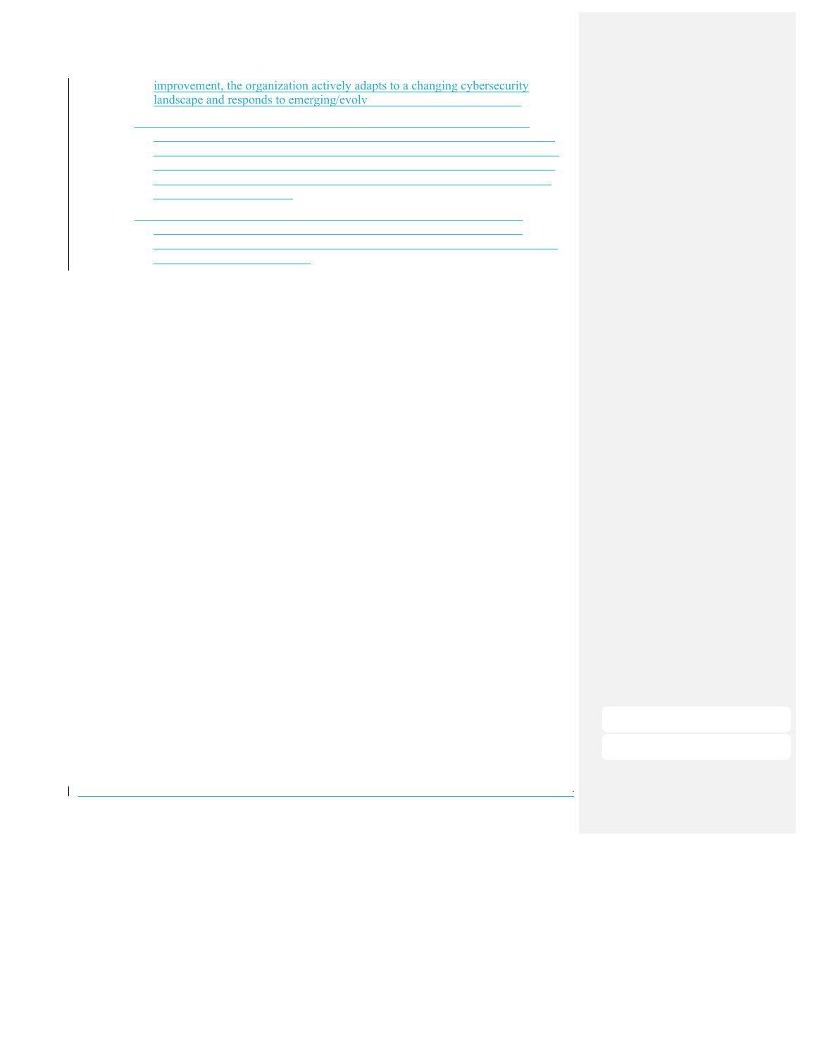improvement, the organization actively adapts to a changing cybersecurity landscape and responds to emerging/evolv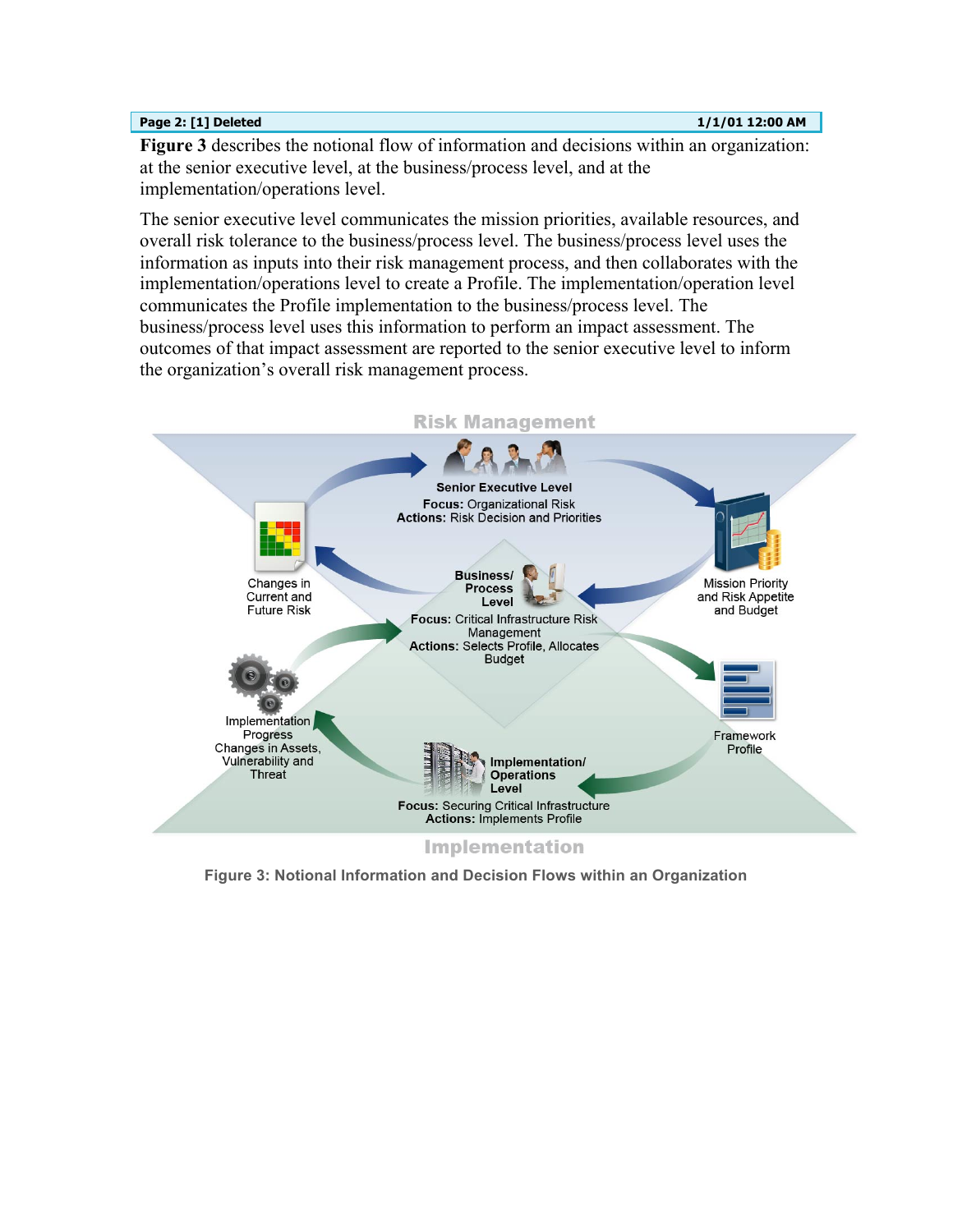**Page 2: [1] Deleted** 1/1/01 12:00 AM

**Figure 3** describes the notional flow of information and decisions within an organization: at the senior executive level, at the business/process level, and at the implementation/operations level.

The senior executive level communicates the mission priorities, available resources, and overall risk tolerance to the business/process level. The business/process level uses the information as inputs into their risk management process, and then collaborates with the implementation/operations level to create a Profile. The implementation/operation level communicates the Profile implementation to the business/process level. The business/process level uses this information to perform an impact assessment. The outcomes of that impact assessment are reported to the senior executive level to inform the organization's overall risk management process.

Risk Management

Senior Executive Level
**Focus:** Organizational Risk
**Actions:** Risk Decision and Priorities

Changes in Current and Future Risk

Mission Priority and Risk Appetite and Budget

Business/ Process Level
**Focus:** Critical Infrastructure Risk Management
**Actions:** Selects Profile, Allocates Budget

Implementation Progress Changes in Assets, Vulnerability and Threat

Framework Profile

Implementation/ Operations Level
**Focus:** Securing Critical Infrastructure
**Actions:** Implements Profile

Implementation

**Figure 3: Notional Information and Decision Flows within an Organization**